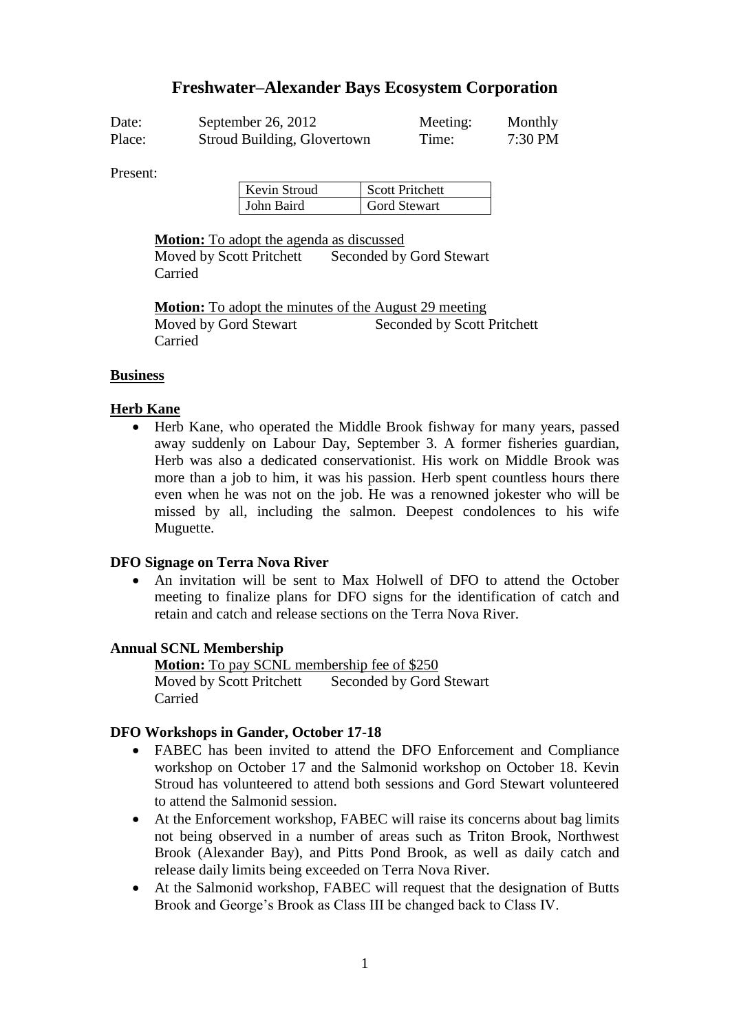# Freshwater–Alexander Bays Ecosystem Corporation

| | | | |
|---|---|---|---|
| Date: | September 26, 2012 | Meeting: | Monthly |
| Place: | Stroud Building, Glovertown | Time: | 7:30 PM |

Present:

| | |
|---|---|
| Kevin Stroud | Scott Pritchett |
| John Baird | Gord Stewart |

**Motion:** To adopt the agenda as discussed
Moved by Scott Pritchett Seconded by Gord Stewart
Carried

**Motion:** To adopt the minutes of the August 29 meeting
Moved by Gord Stewart Seconded by Scott Pritchett
Carried

## Business

### Herb Kane

- Herb Kane, who operated the Middle Brook fishway for many years, passed away suddenly on Labour Day, September 3. A former fisheries guardian, Herb was also a dedicated conservationist. His work on Middle Brook was more than a job to him, it was his passion. Herb spent countless hours there even when he was not on the job. He was a renowned jokester who will be missed by all, including the salmon. Deepest condolences to his wife Muguette.

### DFO Signage on Terra Nova River

- An invitation will be sent to Max Holwell of DFO to attend the October meeting to finalize plans for DFO signs for the identification of catch and retain and catch and release sections on the Terra Nova River.

### Annual SCNL Membership

**Motion:** To pay SCNL membership fee of $250
Moved by Scott Pritchett Seconded by Gord Stewart
Carried

### DFO Workshops in Gander, October 17-18

- FABEC has been invited to attend the DFO Enforcement and Compliance workshop on October 17 and the Salmonid workshop on October 18. Kevin Stroud has volunteered to attend both sessions and Gord Stewart volunteered to attend the Salmonid session.
- At the Enforcement workshop, FABEC will raise its concerns about bag limits not being observed in a number of areas such as Triton Brook, Northwest Brook (Alexander Bay), and Pitts Pond Brook, as well as daily catch and release daily limits being exceeded on Terra Nova River.
- At the Salmonid workshop, FABEC will request that the designation of Butts Brook and George's Brook as Class III be changed back to Class IV.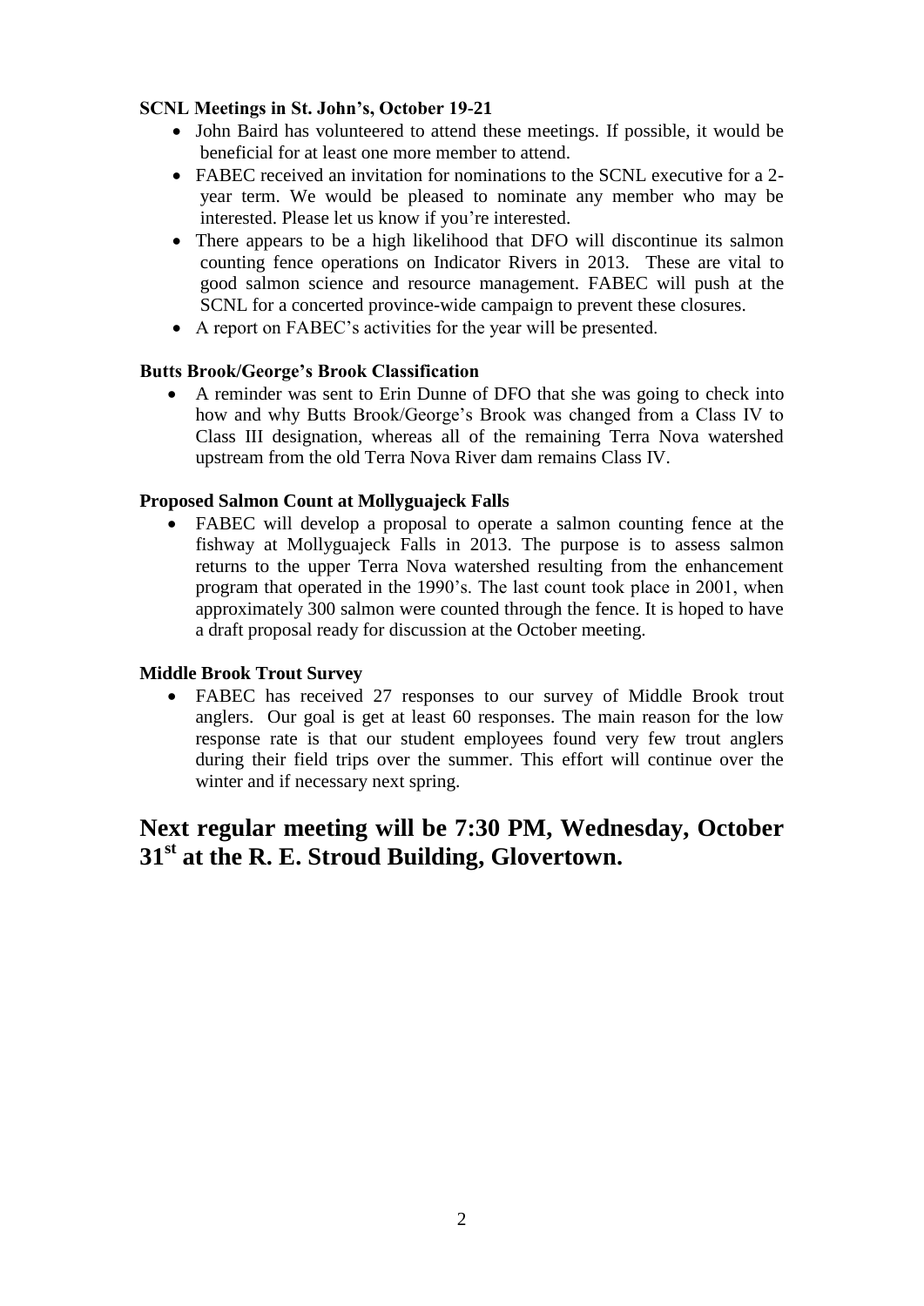**SCNL Meetings in St. John's, October 19-21**

- John Baird has volunteered to attend these meetings. If possible, it would be beneficial for at least one more member to attend.
- FABEC received an invitation for nominations to the SCNL executive for a 2-year term. We would be pleased to nominate any member who may be interested. Please let us know if you're interested.
- There appears to be a high likelihood that DFO will discontinue its salmon counting fence operations on Indicator Rivers in 2013. These are vital to good salmon science and resource management. FABEC will push at the SCNL for a concerted province-wide campaign to prevent these closures.
- A report on FABEC's activities for the year will be presented.

**Butts Brook/George's Brook Classification**

- A reminder was sent to Erin Dunne of DFO that she was going to check into how and why Butts Brook/George's Brook was changed from a Class IV to Class III designation, whereas all of the remaining Terra Nova watershed upstream from the old Terra Nova River dam remains Class IV.

**Proposed Salmon Count at Mollyguajeck Falls**

- FABEC will develop a proposal to operate a salmon counting fence at the fishway at Mollyguajeck Falls in 2013. The purpose is to assess salmon returns to the upper Terra Nova watershed resulting from the enhancement program that operated in the 1990's. The last count took place in 2001, when approximately 300 salmon were counted through the fence. It is hoped to have a draft proposal ready for discussion at the October meeting.

**Middle Brook Trout Survey**

- FABEC has received 27 responses to our survey of Middle Brook trout anglers. Our goal is get at least 60 responses. The main reason for the low response rate is that our student employees found very few trout anglers during their field trips over the summer. This effort will continue over the winter and if necessary next spring.

## Next regular meeting will be 7:30 PM, Wednesday, October 31st at the R. E. Stroud Building, Glovertown.